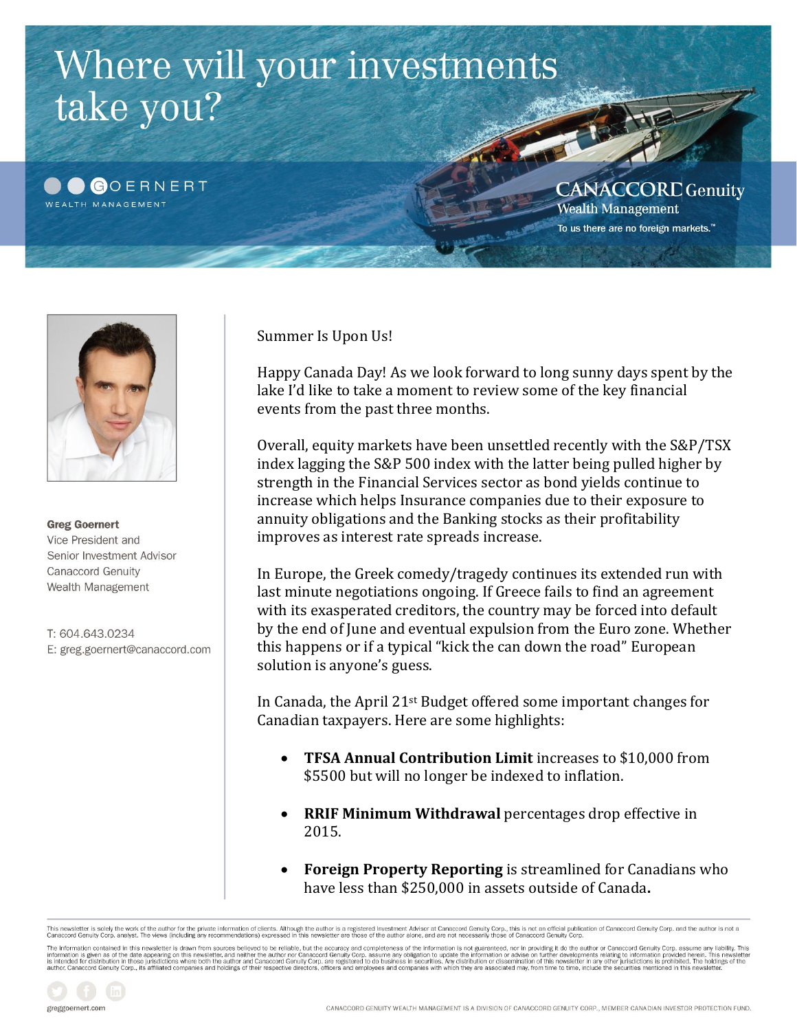# Where will your investments take you?

GOERNERT
WEALTH MANAGEMENT

CANACCORD Genuity
Wealth Management
To us there are no foreign markets.™

**Greg Goernert**
Vice President and
Senior Investment Advisor
Canaccord Genuity
Wealth Management

T: 604.643.0234
E: greg.goernert@canaccord.com

Summer Is Upon Us!

Happy Canada Day! As we look forward to long sunny days spent by the lake I'd like to take a moment to review some of the key financial events from the past three months.

Overall, equity markets have been unsettled recently with the S&P/TSX index lagging the S&P 500 index with the latter being pulled higher by strength in the Financial Services sector as bond yields continue to increase which helps Insurance companies due to their exposure to annuity obligations and the Banking stocks as their profitability improves as interest rate spreads increase.

In Europe, the Greek comedy/tragedy continues its extended run with last minute negotiations ongoing. If Greece fails to find an agreement with its exasperated creditors, the country may be forced into default by the end of June and eventual expulsion from the Euro zone. Whether this happens or if a typical "kick the can down the road" European solution is anyone's guess.

In Canada, the April 21st Budget offered some important changes for Canadian taxpayers. Here are some highlights:

- **TFSA Annual Contribution Limit** increases to $10,000 from $5500 but will no longer be indexed to inflation.
- **RRIF Minimum Withdrawal** percentages drop effective in 2015.
- **Foreign Property Reporting** is streamlined for Canadians who have less than $250,000 in assets outside of Canada.

This newsletter is solely the work of the author for the private information of clients. Although the author is a registered Investment Advisor at Canaccord Genuity Corp., this is not an official publication of Canaccord Genuity Corp. and the author is not a Canaccord Genuity Corp. analyst. The views (including any recommendations) expressed in this newsletter are those of the author alone, and are not necessarily those of Canaccord Genuity Corp.

The information contained in this newsletter is drawn from sources believed to be reliable, but the accuracy and completeness of the information is not guaranteed, nor in providing it do the author or Canaccord Genuity Corp. assume any liability. This information is given as of the date appearing on this newsletter, and neither the author nor Canaccord Genuity Corp. assume any obligation to update the information or advise on further developments relating to information provided herein. This newsletter is intended for distribution in those jurisdictions where both the author and Canaccord Genuity Corp. are registered to do business in securities. Any distribution or dissemination of this newsletter in any other jurisdictions is prohibited. The holdings of the author, Canaccord Genuity Corp., its affiliated companies and holdings of their respective directors, officers and employees and companies with which they are associated may, from time to time, include the securities mentioned in this newsletter.

greggoernert.com

CANACCORD GENUITY WEALTH MANAGEMENT IS A DIVISION OF CANACCORD GENUITY CORP., MEMBER CANADIAN INVESTOR PROTECTION FUND.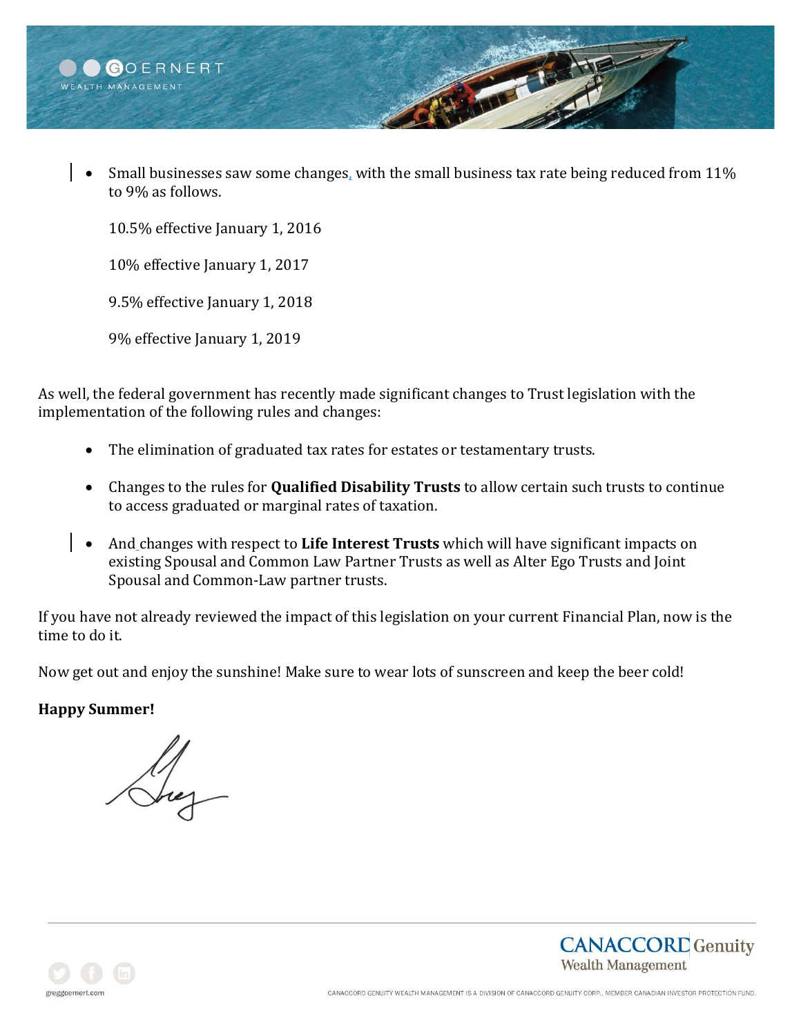- Small businesses saw some changes, with the small business tax rate being reduced from 11% to 9% as follows.

  10.5% effective January 1, 2016

  10% effective January 1, 2017

  9.5% effective January 1, 2018

  9% effective January 1, 2019

As well, the federal government has recently made significant changes to Trust legislation with the implementation of the following rules and changes:

- The elimination of graduated tax rates for estates or testamentary trusts.
- Changes to the rules for **Qualified Disability Trusts** to allow certain such trusts to continue to access graduated or marginal rates of taxation.
- And changes with respect to **Life Interest Trusts** which will have significant impacts on existing Spousal and Common Law Partner Trusts as well as Alter Ego Trusts and Joint Spousal and Common-Law partner trusts.

If you have not already reviewed the impact of this legislation on your current Financial Plan, now is the time to do it.

Now get out and enjoy the sunshine! Make sure to wear lots of sunscreen and keep the beer cold!

**Happy Summer!**

greggoernert.com

CANACCORD GENUITY WEALTH MANAGEMENT IS A DIVISION OF CANACCORD GENUITY CORP., MEMBER CANADIAN INVESTOR PROTECTION FUND.